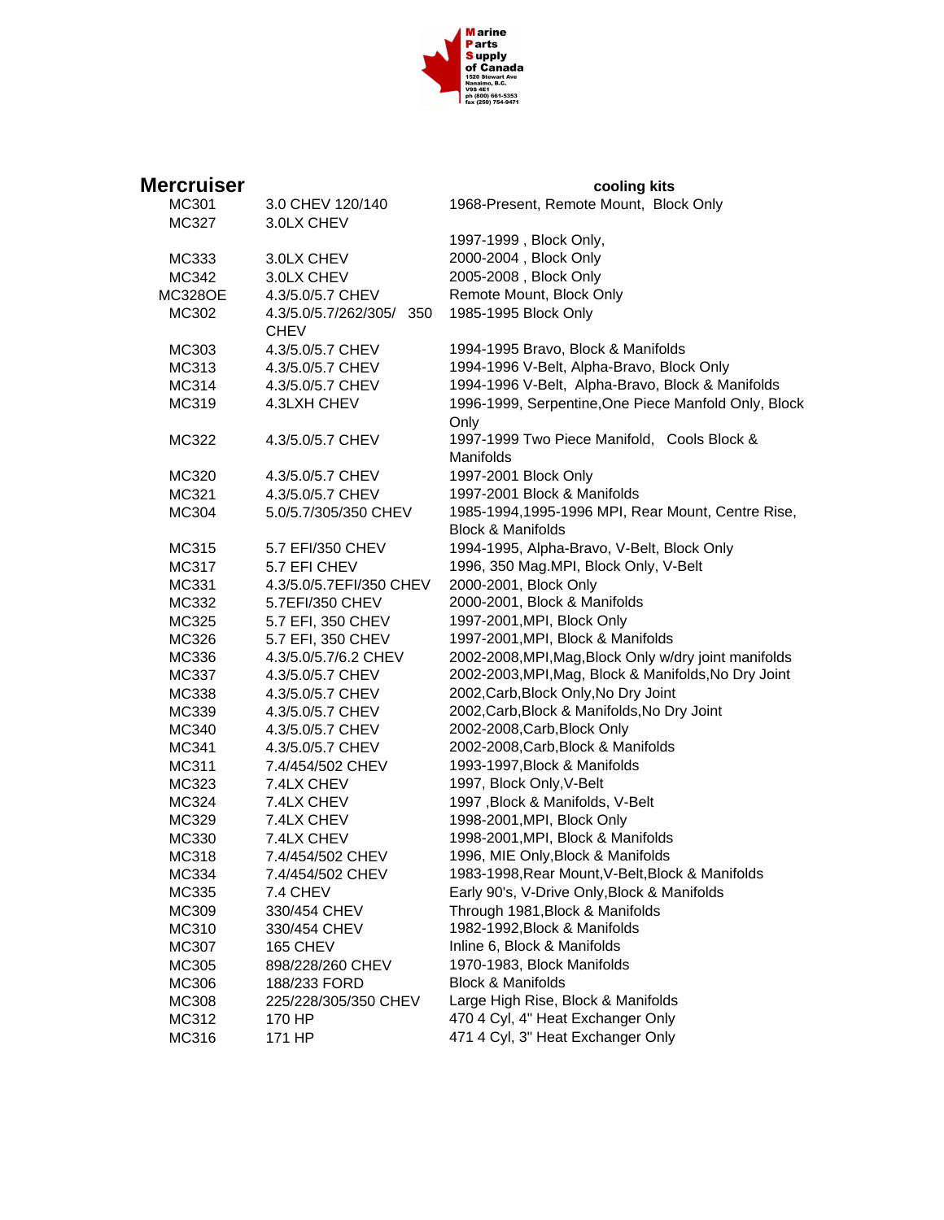Marine Parts Supply of Canada
1520 Stewart Ave
Nanaimo, B.C.
V9S 4E1
ph (800) 661-5353
fax (250) 754-9471

## Mercruiser

| | | cooling kits |
|---|---|---|
| MC301 | 3.0 CHEV 120/140 | 1968-Present, Remote Mount, Block Only |
| MC327 | 3.0LX CHEV | |
| | | 1997-1999 , Block Only, |
| MC333 | 3.0LX CHEV | 2000-2004 , Block Only |
| MC342 | 3.0LX CHEV | 2005-2008 , Block Only |
| MC328OE | 4.3/5.0/5.7 CHEV | Remote Mount, Block Only |
| MC302 | 4.3/5.0/5.7/262/305/ 350 CHEV | 1985-1995 Block Only |
| MC303 | 4.3/5.0/5.7 CHEV | 1994-1995 Bravo, Block & Manifolds |
| MC313 | 4.3/5.0/5.7 CHEV | 1994-1996 V-Belt, Alpha-Bravo, Block Only |
| MC314 | 4.3/5.0/5.7 CHEV | 1994-1996 V-Belt, Alpha-Bravo, Block & Manifolds |
| MC319 | 4.3LXH CHEV | 1996-1999, Serpentine,One Piece Manfold Only, Block Only |
| MC322 | 4.3/5.0/5.7 CHEV | 1997-1999 Two Piece Manifold, Cools Block & Manifolds |
| MC320 | 4.3/5.0/5.7 CHEV | 1997-2001 Block Only |
| MC321 | 4.3/5.0/5.7 CHEV | 1997-2001 Block & Manifolds |
| MC304 | 5.0/5.7/305/350 CHEV | 1985-1994,1995-1996 MPI, Rear Mount, Centre Rise, Block & Manifolds |
| MC315 | 5.7 EFI/350 CHEV | 1994-1995, Alpha-Bravo, V-Belt, Block Only |
| MC317 | 5.7 EFI CHEV | 1996, 350 Mag.MPI, Block Only, V-Belt |
| MC331 | 4.3/5.0/5.7EFI/350 CHEV | 2000-2001, Block Only |
| MC332 | 5.7EFI/350 CHEV | 2000-2001, Block & Manifolds |
| MC325 | 5.7 EFI, 350 CHEV | 1997-2001,MPI, Block Only |
| MC326 | 5.7 EFI, 350 CHEV | 1997-2001,MPI, Block & Manifolds |
| MC336 | 4.3/5.0/5.7/6.2 CHEV | 2002-2008,MPI,Mag,Block Only w/dry joint manifolds |
| MC337 | 4.3/5.0/5.7 CHEV | 2002-2003,MPI,Mag, Block & Manifolds,No Dry Joint |
| MC338 | 4.3/5.0/5.7 CHEV | 2002,Carb,Block Only,No Dry Joint |
| MC339 | 4.3/5.0/5.7 CHEV | 2002,Carb,Block & Manifolds,No Dry Joint |
| MC340 | 4.3/5.0/5.7 CHEV | 2002-2008,Carb,Block Only |
| MC341 | 4.3/5.0/5.7 CHEV | 2002-2008,Carb,Block & Manifolds |
| MC311 | 7.4/454/502 CHEV | 1993-1997,Block & Manifolds |
| MC323 | 7.4LX CHEV | 1997, Block Only,V-Belt |
| MC324 | 7.4LX CHEV | 1997 ,Block & Manifolds, V-Belt |
| MC329 | 7.4LX CHEV | 1998-2001,MPI, Block Only |
| MC330 | 7.4LX CHEV | 1998-2001,MPI, Block & Manifolds |
| MC318 | 7.4/454/502 CHEV | 1996, MIE Only,Block & Manifolds |
| MC334 | 7.4/454/502 CHEV | 1983-1998,Rear Mount,V-Belt,Block & Manifolds |
| MC335 | 7.4 CHEV | Early 90's, V-Drive Only,Block & Manifolds |
| MC309 | 330/454 CHEV | Through 1981,Block & Manifolds |
| MC310 | 330/454 CHEV | 1982-1992,Block & Manifolds |
| MC307 | 165 CHEV | Inline 6, Block & Manifolds |
| MC305 | 898/228/260 CHEV | 1970-1983, Block Manifolds |
| MC306 | 188/233 FORD | Block & Manifolds |
| MC308 | 225/228/305/350 CHEV | Large High Rise, Block & Manifolds |
| MC312 | 170 HP | 470 4 Cyl, 4" Heat Exchanger Only |
| MC316 | 171 HP | 471 4 Cyl, 3" Heat Exchanger Only |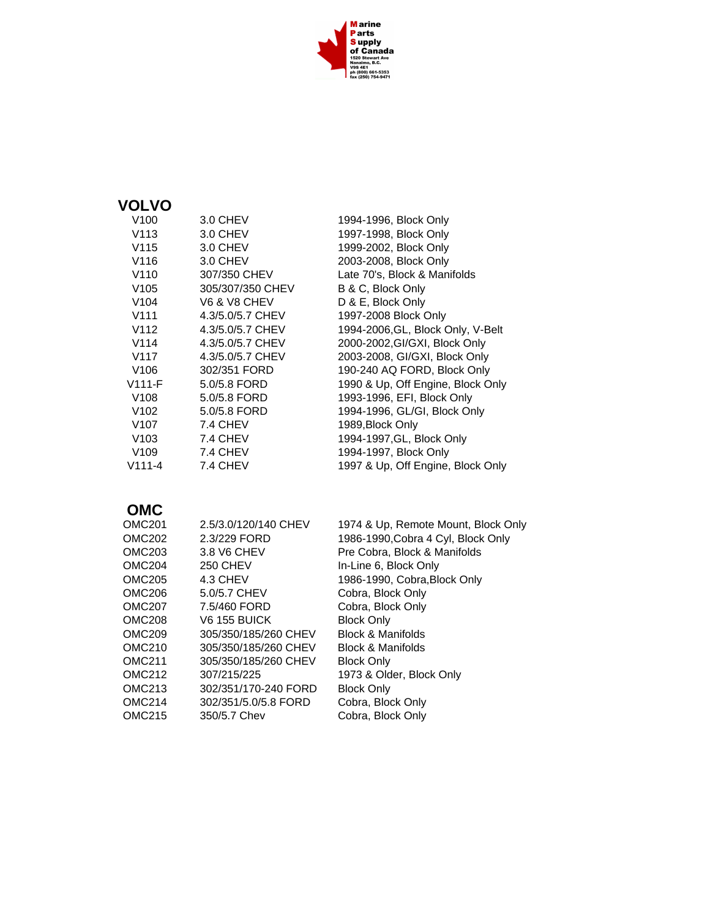Marine Parts Supply of Canada
1520 Stewart Ave
Nanaimo, B.C.
V9S 4E1
ph (800) 661-5353
fax (250) 754-9471

## VOLVO

| | | |
|---|---|---|
| V100 | 3.0 CHEV | 1994-1996, Block Only |
| V113 | 3.0 CHEV | 1997-1998, Block Only |
| V115 | 3.0 CHEV | 1999-2002, Block Only |
| V116 | 3.0 CHEV | 2003-2008, Block Only |
| V110 | 307/350 CHEV | Late 70's, Block & Manifolds |
| V105 | 305/307/350 CHEV | B & C, Block Only |
| V104 | V6 & V8 CHEV | D & E, Block Only |
| V111 | 4.3/5.0/5.7 CHEV | 1997-2008 Block Only |
| V112 | 4.3/5.0/5.7 CHEV | 1994-2006,GL, Block Only, V-Belt |
| V114 | 4.3/5.0/5.7 CHEV | 2000-2002,GI/GXI, Block Only |
| V117 | 4.3/5.0/5.7 CHEV | 2003-2008, GI/GXI, Block Only |
| V106 | 302/351 FORD | 190-240 AQ FORD, Block Only |
| V111-F | 5.0/5.8 FORD | 1990 & Up, Off Engine, Block Only |
| V108 | 5.0/5.8 FORD | 1993-1996, EFI, Block Only |
| V102 | 5.0/5.8 FORD | 1994-1996, GL/GI, Block Only |
| V107 | 7.4 CHEV | 1989,Block Only |
| V103 | 7.4 CHEV | 1994-1997,GL, Block Only |
| V109 | 7.4 CHEV | 1994-1997, Block Only |
| V111-4 | 7.4 CHEV | 1997 & Up, Off Engine, Block Only |

## OMC

| | | |
|---|---|---|
| OMC201 | 2.5/3.0/120/140 CHEV | 1974 & Up, Remote Mount, Block Only |
| OMC202 | 2.3/229 FORD | 1986-1990,Cobra 4 Cyl, Block Only |
| OMC203 | 3.8 V6 CHEV | Pre Cobra, Block & Manifolds |
| OMC204 | 250 CHEV | In-Line 6, Block Only |
| OMC205 | 4.3 CHEV | 1986-1990, Cobra,Block Only |
| OMC206 | 5.0/5.7 CHEV | Cobra, Block Only |
| OMC207 | 7.5/460 FORD | Cobra, Block Only |
| OMC208 | V6 155 BUICK | Block Only |
| OMC209 | 305/350/185/260 CHEV | Block & Manifolds |
| OMC210 | 305/350/185/260 CHEV | Block & Manifolds |
| OMC211 | 305/350/185/260 CHEV | Block Only |
| OMC212 | 307/215/225 | 1973 & Older, Block Only |
| OMC213 | 302/351/170-240 FORD | Block Only |
| OMC214 | 302/351/5.0/5.8 FORD | Cobra, Block Only |
| OMC215 | 350/5.7 Chev | Cobra, Block Only |